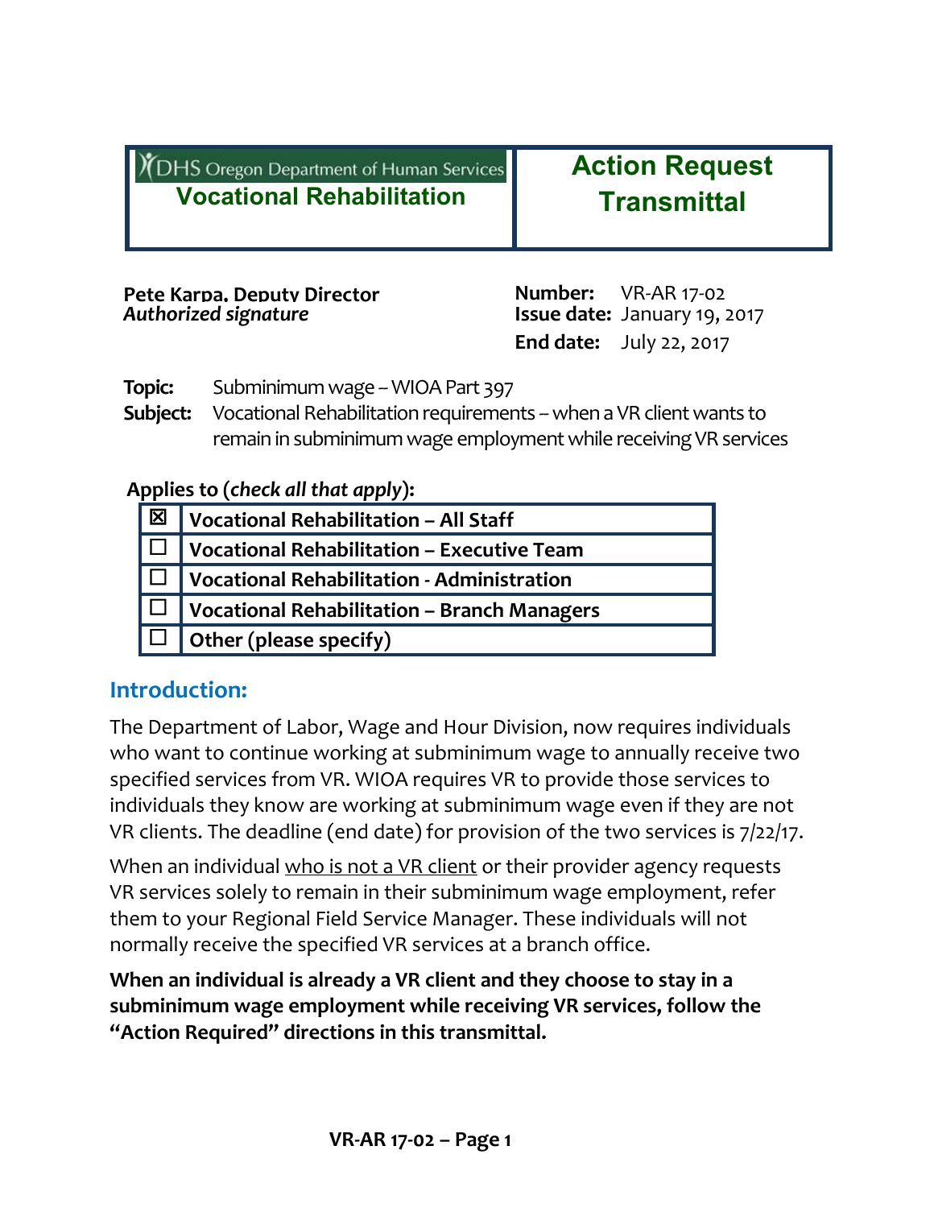DHS Oregon Department of Human Services

**Vocational Rehabilitation**

# Action Request Transmittal

**Pete Karpa, Deputy Director**
***Authorized signature***

**Number:** VR-AR 17-02
**Issue date:** January 19, 2017
**End date:** July 22, 2017

**Topic:** Subminimum wage – WIOA Part 397

**Subject:** Vocational Rehabilitation requirements – when a VR client wants to remain in subminimum wage employment while receiving VR services

**Applies to (*check all that apply*):**

| | |
|---|---|
| ☒ | **Vocational Rehabilitation – All Staff** |
| ☐ | **Vocational Rehabilitation – Executive Team** |
| ☐ | **Vocational Rehabilitation - Administration** |
| ☐ | **Vocational Rehabilitation – Branch Managers** |
| ☐ | **Other (please specify)** |

## Introduction:

The Department of Labor, Wage and Hour Division, now requires individuals who want to continue working at subminimum wage to annually receive two specified services from VR. WIOA requires VR to provide those services to individuals they know are working at subminimum wage even if they are not VR clients. The deadline (end date) for provision of the two services is 7/22/17.

When an individual who is not a VR client or their provider agency requests VR services solely to remain in their subminimum wage employment, refer them to your Regional Field Service Manager. These individuals will not normally receive the specified VR services at a branch office.

**When an individual is already a VR client and they choose to stay in a subminimum wage employment while receiving VR services, follow the "Action Required" directions in this transmittal.**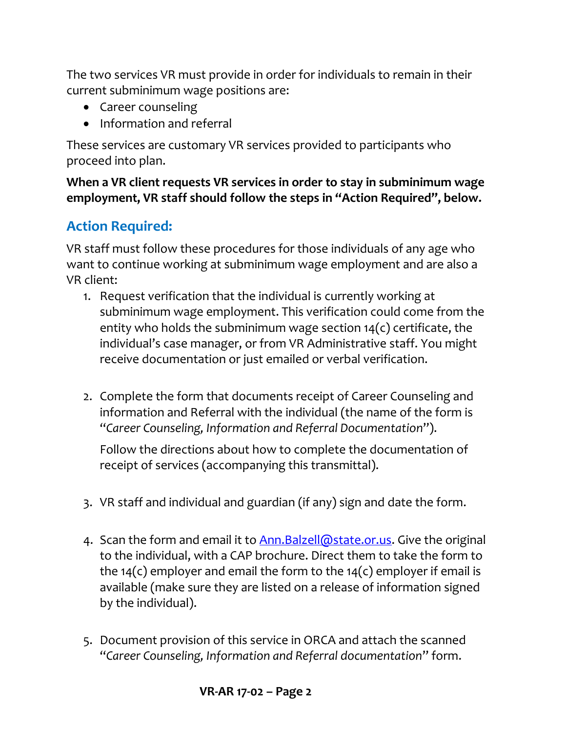The two services VR must provide in order for individuals to remain in their current subminimum wage positions are:

- Career counseling
- Information and referral

These services are customary VR services provided to participants who proceed into plan.

**When a VR client requests VR services in order to stay in subminimum wage employment, VR staff should follow the steps in "Action Required", below.**

## Action Required:

VR staff must follow these procedures for those individuals of any age who want to continue working at subminimum wage employment and are also a VR client:

1. Request verification that the individual is currently working at subminimum wage employment. This verification could come from the entity who holds the subminimum wage section 14(c) certificate, the individual's case manager, or from VR Administrative staff. You might receive documentation or just emailed or verbal verification.

2. Complete the form that documents receipt of Career Counseling and information and Referral with the individual (the name of the form is "*Career Counseling, Information and Referral Documentation*").

   Follow the directions about how to complete the documentation of receipt of services (accompanying this transmittal).

3. VR staff and individual and guardian (if any) sign and date the form.

4. Scan the form and email it to Ann.Balzell@state.or.us. Give the original to the individual, with a CAP brochure. Direct them to take the form to the 14(c) employer and email the form to the 14(c) employer if email is available (make sure they are listed on a release of information signed by the individual).

5. Document provision of this service in ORCA and attach the scanned "*Career Counseling, Information and Referral documentation*" form.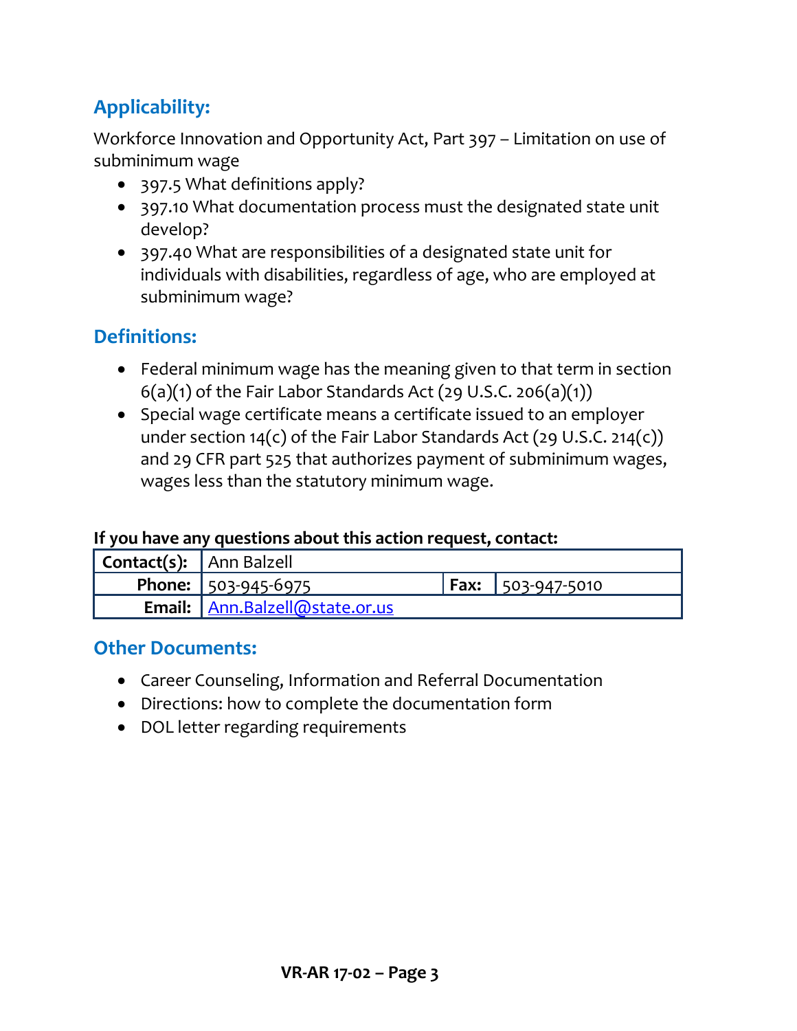## Applicability:

Workforce Innovation and Opportunity Act, Part 397 – Limitation on use of subminimum wage

- 397.5 What definitions apply?
- 397.10 What documentation process must the designated state unit develop?
- 397.40 What are responsibilities of a designated state unit for individuals with disabilities, regardless of age, who are employed at subminimum wage?

## Definitions:

- Federal minimum wage has the meaning given to that term in section 6(a)(1) of the Fair Labor Standards Act (29 U.S.C. 206(a)(1))
- Special wage certificate means a certificate issued to an employer under section 14(c) of the Fair Labor Standards Act (29 U.S.C. 214(c)) and 29 CFR part 525 that authorizes payment of subminimum wages, wages less than the statutory minimum wage.

**If you have any questions about this action request, contact:**

| | | | |
|---|---|---|---|
| **Contact(s):** | Ann Balzell | | |
| **Phone:** | 503-945-6975 | **Fax:** | 503-947-5010 |
| **Email:** | Ann.Balzell@state.or.us | | |

## Other Documents:

- Career Counseling, Information and Referral Documentation
- Directions: how to complete the documentation form
- DOL letter regarding requirements